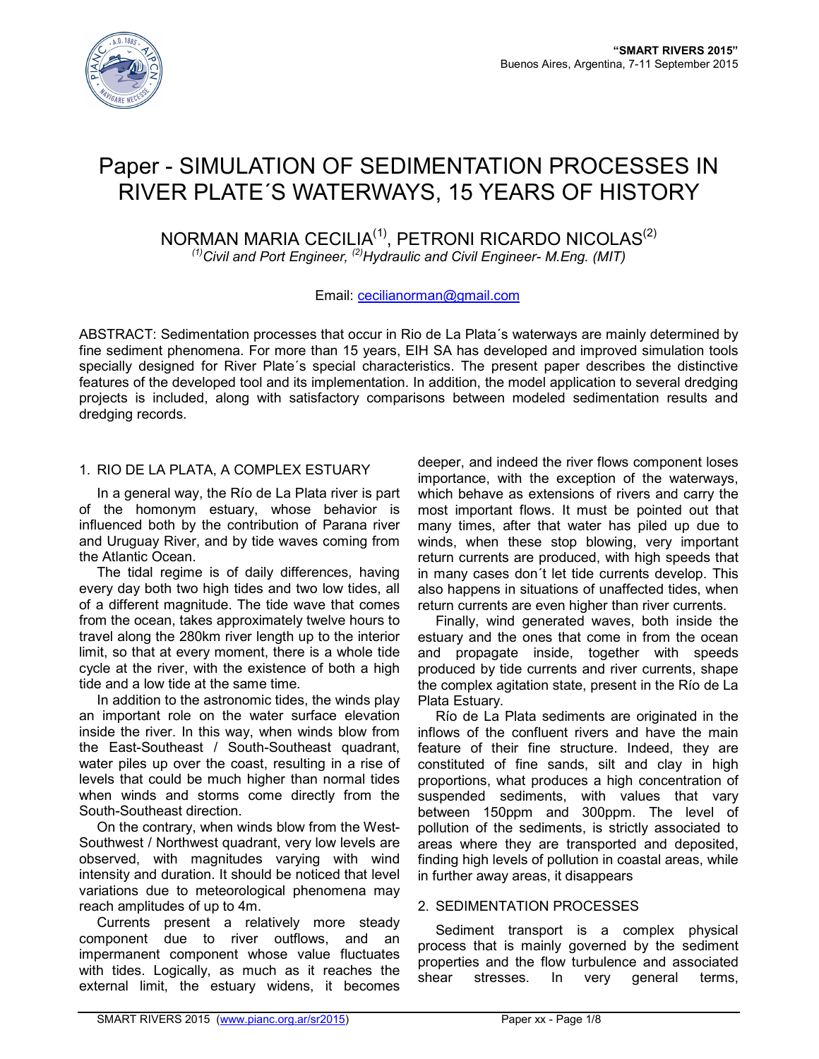# Paper - SIMULATION OF SEDIMENTATION PROCESSES IN RIVER PLATE´S WATERWAYS, 15 YEARS OF HISTORY

NORMAN MARIA CECILIA[1], PETRONI RICARDO NICOLAS[2]

*[1]Civil and Port Engineer, [2]Hydraulic and Civil Engineer- M.Eng. (MIT)*

Email: cecilianorman@gmail.com

ABSTRACT: Sedimentation processes that occur in Rio de La Plata´s waterways are mainly determined by fine sediment phenomena. For more than 15 years, EIH SA has developed and improved simulation tools specially designed for River Plate´s special characteristics. The present paper describes the distinctive features of the developed tool and its implementation. In addition, the model application to several dredging projects is included, along with satisfactory comparisons between modeled sedimentation results and dredging records.

## 1. RIO DE LA PLATA, A COMPLEX ESTUARY

In a general way, the Río de La Plata river is part of the homonym estuary, whose behavior is influenced both by the contribution of Parana river and Uruguay River, and by tide waves coming from the Atlantic Ocean.

The tidal regime is of daily differences, having every day both two high tides and two low tides, all of a different magnitude. The tide wave that comes from the ocean, takes approximately twelve hours to travel along the 280km river length up to the interior limit, so that at every moment, there is a whole tide cycle at the river, with the existence of both a high tide and a low tide at the same time.

In addition to the astronomic tides, the winds play an important role on the water surface elevation inside the river. In this way, when winds blow from the East-Southeast / South-Southeast quadrant, water piles up over the coast, resulting in a rise of levels that could be much higher than normal tides when winds and storms come directly from the South-Southeast direction.

On the contrary, when winds blow from the West-Southwest / Northwest quadrant, very low levels are observed, with magnitudes varying with wind intensity and duration. It should be noticed that level variations due to meteorological phenomena may reach amplitudes of up to 4m.

Currents present a relatively more steady component due to river outflows, and an impermanent component whose value fluctuates with tides. Logically, as much as it reaches the external limit, the estuary widens, it becomes deeper, and indeed the river flows component loses importance, with the exception of the waterways, which behave as extensions of rivers and carry the most important flows. It must be pointed out that many times, after that water has piled up due to winds, when these stop blowing, very important return currents are produced, with high speeds that in many cases don´t let tide currents develop. This also happens in situations of unaffected tides, when return currents are even higher than river currents.

Finally, wind generated waves, both inside the estuary and the ones that come in from the ocean and propagate inside, together with speeds produced by tide currents and river currents, shape the complex agitation state, present in the Río de La Plata Estuary.

Río de La Plata sediments are originated in the inflows of the confluent rivers and have the main feature of their fine structure. Indeed, they are constituted of fine sands, silt and clay in high proportions, what produces a high concentration of suspended sediments, with values that vary between 150ppm and 300ppm. The level of pollution of the sediments, is strictly associated to areas where they are transported and deposited, finding high levels of pollution in coastal areas, while in further away areas, it disappears

## 2. SEDIMENTATION PROCESSES

Sediment transport is a complex physical process that is mainly governed by the sediment properties and the flow turbulence and associated shear stresses. In very general terms,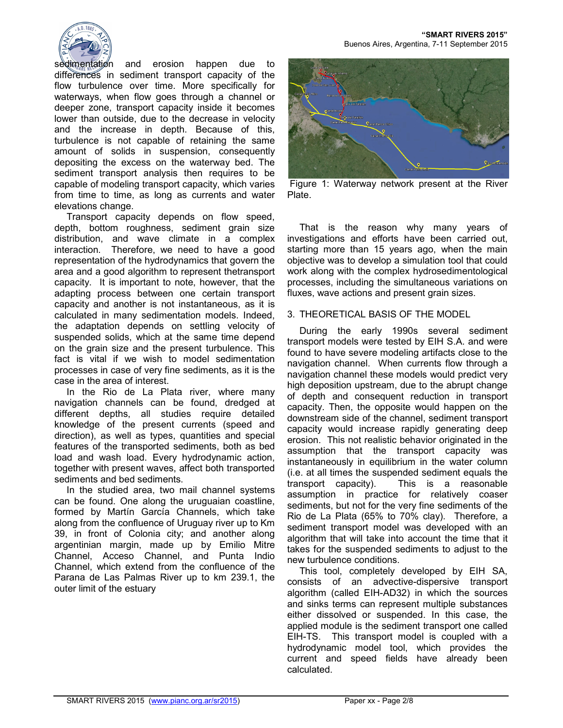sedimentation and erosion happen due to differences in sediment transport capacity of the flow turbulence over time. More specifically for waterways, when flow goes through a channel or deeper zone, transport capacity inside it becomes lower than outside, due to the decrease in velocity and the increase in depth. Because of this, turbulence is not capable of retaining the same amount of solids in suspension, consequently depositing the excess on the waterway bed. The sediment transport analysis then requires to be capable of modeling transport capacity, which varies from time to time, as long as currents and water elevations change.

Transport capacity depends on flow speed, depth, bottom roughness, sediment grain size distribution, and wave climate in a complex interaction. Therefore, we need to have a good representation of the hydrodynamics that govern the area and a good algorithm to represent thetransport capacity. It is important to note, however, that the adapting process between one certain transport capacity and another is not instantaneous, as it is calculated in many sedimentation models. Indeed, the adaptation depends on settling velocity of suspended solids, which at the same time depend on the grain size and the present turbulence. This fact is vital if we wish to model sedimentation processes in case of very fine sediments, as it is the case in the area of interest.

In the Rio de La Plata river, where many navigation channels can be found, dredged at different depths, all studies require detailed knowledge of the present currents (speed and direction), as well as types, quantities and special features of the transported sediments, both as bed load and wash load. Every hydrodynamic action, together with present waves, affect both transported sediments and bed sediments.

In the studied area, two mail channel systems can be found. One along the uruguaian coastline, formed by Martín García Channels, which take along from the confluence of Uruguay river up to Km 39, in front of Colonia city; and another along argentinian margin, made up by Emilio Mitre Channel, Acceso Channel, and Punta Indio Channel, which extend from the confluence of the Parana de Las Palmas River up to km 239.1, the outer limit of the estuary

Figure 1: Waterway network present at the River Plate.

That is the reason why many years of investigations and efforts have been carried out, starting more than 15 years ago, when the main objective was to develop a simulation tool that could work along with the complex hydrosedimentological processes, including the simultaneous variations on fluxes, wave actions and present grain sizes.

## 3. THEORETICAL BASIS OF THE MODEL

During the early 1990s several sediment transport models were tested by EIH S.A. and were found to have severe modeling artifacts close to the navigation channel. When currents flow through a navigation channel these models would predict very high deposition upstream, due to the abrupt change of depth and consequent reduction in transport capacity. Then, the opposite would happen on the downstream side of the channel, sediment transport capacity would increase rapidly generating deep erosion. This not realistic behavior originated in the assumption that the transport capacity was instantaneously in equilibrium in the water column (i.e. at all times the suspended sediment equals the transport capacity). This is a reasonable assumption in practice for relatively coaser sediments, but not for the very fine sediments of the Rio de La Plata (65% to 70% clay). Therefore, a sediment transport model was developed with an algorithm that will take into account the time that it takes for the suspended sediments to adjust to the new turbulence conditions.

This tool, completely developed by EIH SA, consists of an advective-dispersive transport algorithm (called EIH-AD32) in which the sources and sinks terms can represent multiple substances either dissolved or suspended. In this case, the applied module is the sediment transport one called EIH-TS. This transport model is coupled with a hydrodynamic model tool, which provides the current and speed fields have already been calculated.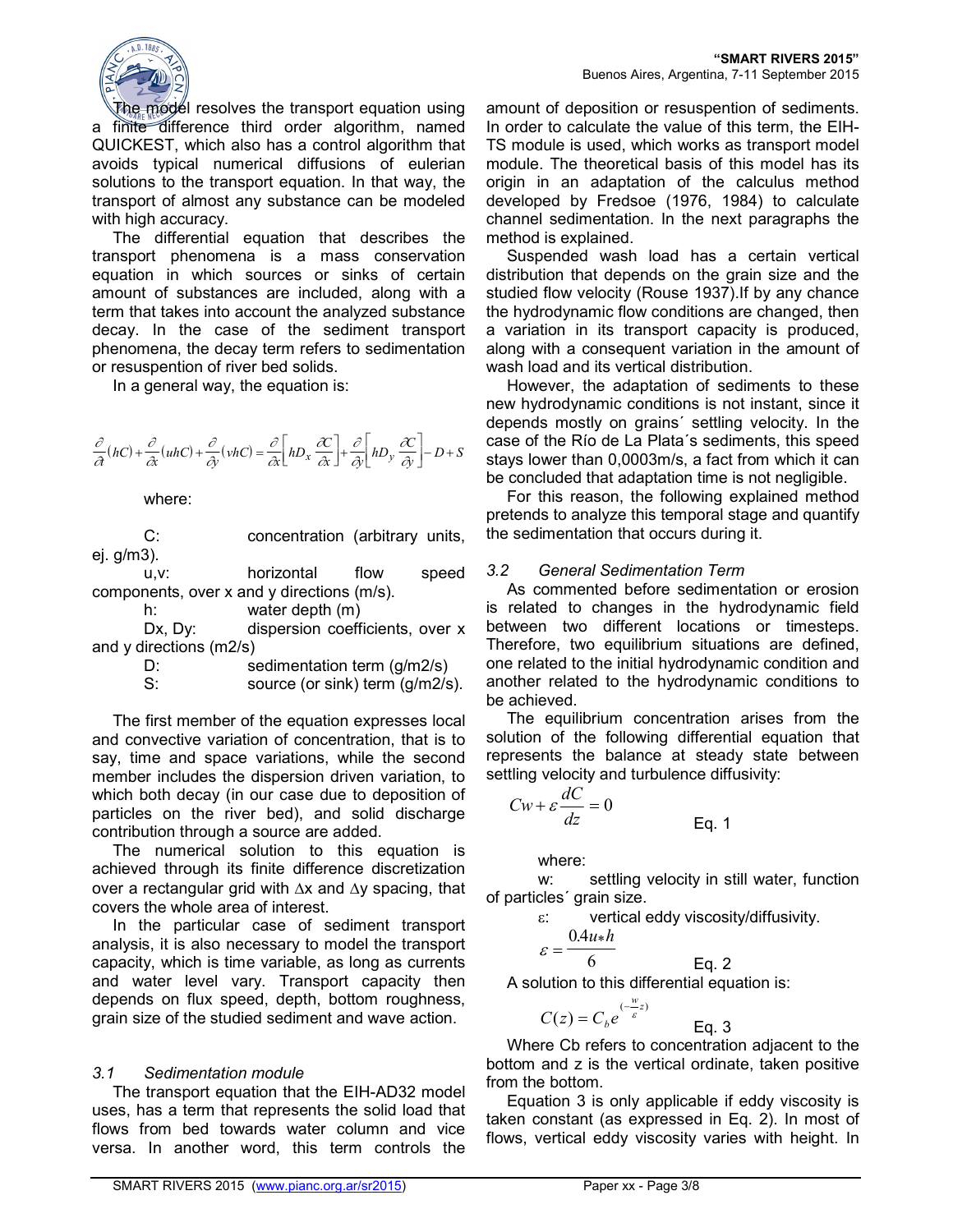The model resolves the transport equation using a finite difference third order algorithm, named QUICKEST, which also has a control algorithm that avoids typical numerical diffusions of eulerian solutions to the transport equation. In that way, the transport of almost any substance can be modeled with high accuracy.

The differential equation that describes the transport phenomena is a mass conservation equation in which sources or sinks of certain amount of substances are included, along with a term that takes into account the analyzed substance decay. In the case of the sediment transport phenomena, the decay term refers to sedimentation or resuspention of river bed solids.

In a general way, the equation is:

$$\frac{\partial}{\partial t}(hC)+\frac{\partial}{\partial x}(uhC)+\frac{\partial}{\partial y}(vhC)=\frac{\partial}{\partial x}\left[hD_x\frac{\partial C}{\partial x}\right]+\frac{\partial}{\partial y}\left[hD_y\frac{\partial C}{\partial y}\right]-D+S$$

where:

- C: concentration (arbitrary units, ej. g/m3).
- u,v: horizontal flow speed components, over x and y directions (m/s).
- h: water depth (m)
- Dx, Dy: dispersion coefficients, over x and y directions (m2/s)
- D: sedimentation term (g/m2/s)
- S: source (or sink) term (g/m2/s).

The first member of the equation expresses local and convective variation of concentration, that is to say, time and space variations, while the second member includes the dispersion driven variation, to which both decay (in our case due to deposition of particles on the river bed), and solid discharge contribution through a source are added.

The numerical solution to this equation is achieved through its finite difference discretization over a rectangular grid with $\Delta x$ and $\Delta y$ spacing, that covers the whole area of interest.

In the particular case of sediment transport analysis, it is also necessary to model the transport capacity, which is time variable, as long as currents and water level vary. Transport capacity then depends on flux speed, depth, bottom roughness, grain size of the studied sediment and wave action.

### *3.1 Sedimentation module*

The transport equation that the EIH-AD32 model uses, has a term that represents the solid load that flows from bed towards water column and vice versa. In another word, this term controls the amount of deposition or resuspention of sediments. In order to calculate the value of this term, the EIH-TS module is used, which works as transport model module. The theoretical basis of this model has its origin in an adaptation of the calculus method developed by Fredsoe (1976, 1984) to calculate channel sedimentation. In the next paragraphs the method is explained.

Suspended wash load has a certain vertical distribution that depends on the grain size and the studied flow velocity (Rouse 1937).If by any chance the hydrodynamic flow conditions are changed, then a variation in its transport capacity is produced, along with a consequent variation in the amount of wash load and its vertical distribution.

However, the adaptation of sediments to these new hydrodynamic conditions is not instant, since it depends mostly on grains´ settling velocity. In the case of the Río de La Plata´s sediments, this speed stays lower than 0,0003m/s, a fact from which it can be concluded that adaptation time is not negligible.

For this reason, the following explained method pretends to analyze this temporal stage and quantify the sedimentation that occurs during it.

### *3.2 General Sedimentation Term*

As commented before sedimentation or erosion is related to changes in the hydrodynamic field between two different locations or timesteps. Therefore, two equilibrium situations are defined, one related to the initial hydrodynamic condition and another related to the hydrodynamic conditions to be achieved.

The equilibrium concentration arises from the solution of the following differential equation that represents the balance at steady state between settling velocity and turbulence diffusivity:

$$Cw+\varepsilon\frac{dC}{dz}=0 \qquad \text{Eq. 1}$$

where:

- w: settling velocity in still water, function of particles´ grain size.
- $\varepsilon$: vertical eddy viscosity/diffusivity.

$$\varepsilon=\frac{0.4u_*h}{6} \qquad \text{Eq. 2}$$

A solution to this differential equation is:

$$C(z)=C_b e^{\left(-\frac{w}{\varepsilon}z\right)} \qquad \text{Eq. 3}$$

Where Cb refers to concentration adjacent to the bottom and z is the vertical ordinate, taken positive from the bottom.

Equation 3 is only applicable if eddy viscosity is taken constant (as expressed in Eq. 2). In most of flows, vertical eddy viscosity varies with height. In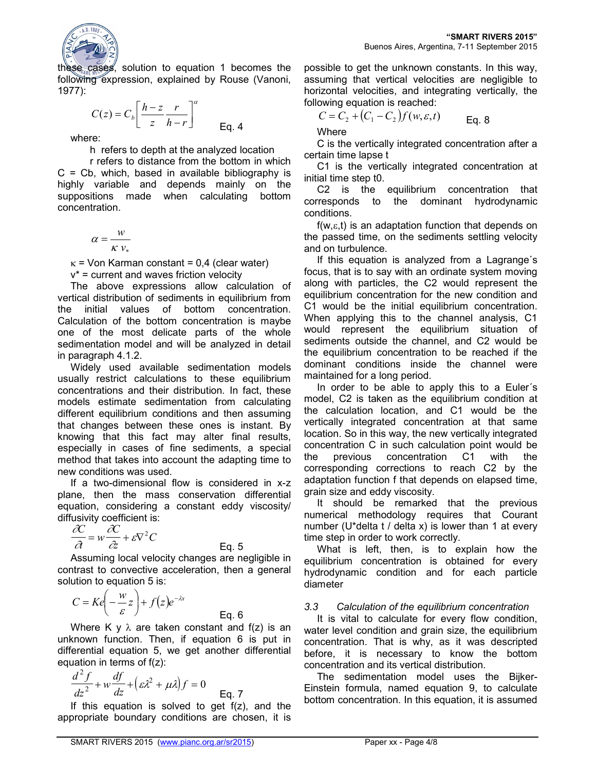these cases, solution to equation 1 becomes the following expression, explained by Rouse (Vanoni, 1977):

$$C(z) = C_b \left[ \frac{h-z}{z} \frac{r}{h-r} \right]^{\alpha} \qquad \text{Eq. 4}$$

where:

h refers to depth at the analyzed location

r refers to distance from the bottom in which C = Cb, which, based in available bibliography is highly variable and depends mainly on the suppositions made when calculating bottom concentration.

$$\alpha = \frac{w}{\kappa \, v_*}$$

$\kappa$ = Von Karman constant = 0,4 (clear water)

$v^*$ = current and waves friction velocity

The above expressions allow calculation of vertical distribution of sediments in equilibrium from the initial values of bottom concentration. Calculation of the bottom concentration is maybe one of the most delicate parts of the whole sedimentation model and will be analyzed in detail in paragraph 4.1.2.

Widely used available sedimentation models usually restrict calculations to these equilibrium concentrations and their distribution. In fact, these models estimate sedimentation from calculating different equilibrium conditions and then assuming that changes between these ones is instant. By knowing that this fact may alter final results, especially in cases of fine sediments, a special method that takes into account the adapting time to new conditions was used.

If a two-dimensional flow is considered in x-z plane, then the mass conservation differential equation, considering a constant eddy viscosity/ diffusivity coefficient is:

$$\frac{\partial C}{\partial t} = w \frac{\partial C}{\partial z} + \varepsilon \nabla^2 C \qquad \text{Eq. 5}$$

Assuming local velocity changes are negligible in contrast to convective acceleration, then a general solution to equation 5 is:

$$C = Ke\left( -\frac{w}{\varepsilon} z \right) + f(z) e^{-\lambda x} \qquad \text{Eq. 6}$$

Where K y $\lambda$ are taken constant and f(z) is an unknown function. Then, if equation 6 is put in differential equation 5, we get another differential equation in terms of f(z):

$$\frac{d^2 f}{dz^2} + w \frac{df}{dz} + \left( \varepsilon \lambda^2 + \mu \lambda \right) f = 0 \qquad \text{Eq. 7}$$

If this equation is solved to get f(z), and the appropriate boundary conditions are chosen, it is possible to get the unknown constants. In this way, assuming that vertical velocities are negligible to horizontal velocities, and integrating vertically, the following equation is reached:

$$C = C_2 + \left( C_1 - C_2 \right) f(w, \varepsilon, t) \qquad \text{Eq. 8}$$

Where

C is the vertically integrated concentration after a certain time lapse t

C1 is the vertically integrated concentration at initial time step t0.

C2 is the equilibrium concentration that corresponds to the dominant hydrodynamic conditions.

$f(w,\varepsilon,t)$ is an adaptation function that depends on the passed time, on the sediments settling velocity and on turbulence.

If this equation is analyzed from a Lagrange´s focus, that is to say with an ordinate system moving along with particles, the C2 would represent the equilibrium concentration for the new condition and C1 would be the initial equilibrium concentration. When applying this to the channel analysis, C1 would represent the equilibrium situation of sediments outside the channel, and C2 would be the equilibrium concentration to be reached if the dominant conditions inside the channel were maintained for a long period.

In order to be able to apply this to a Euler´s model, C2 is taken as the equilibrium condition at the calculation location, and C1 would be the vertically integrated concentration at that same location. So in this way, the new vertically integrated concentration C in such calculation point would be the previous concentration C1 with the corresponding corrections to reach C2 by the adaptation function f that depends on elapsed time, grain size and eddy viscosity.

It should be remarked that the previous numerical methodology requires that Courant number (U*delta t / delta x) is lower than 1 at every time step in order to work correctly.

What is left, then, is to explain how the equilibrium concentration is obtained for every hydrodynamic condition and for each particle diameter

### *3.3 Calculation of the equilibrium concentration*

It is vital to calculate for every flow condition, water level condition and grain size, the equilibrium concentration. That is why, as it was descripted before, it is necessary to know the bottom concentration and its vertical distribution.

The sedimentation model uses the Bijker-Einstein formula, named equation 9, to calculate bottom concentration. In this equation, it is assumed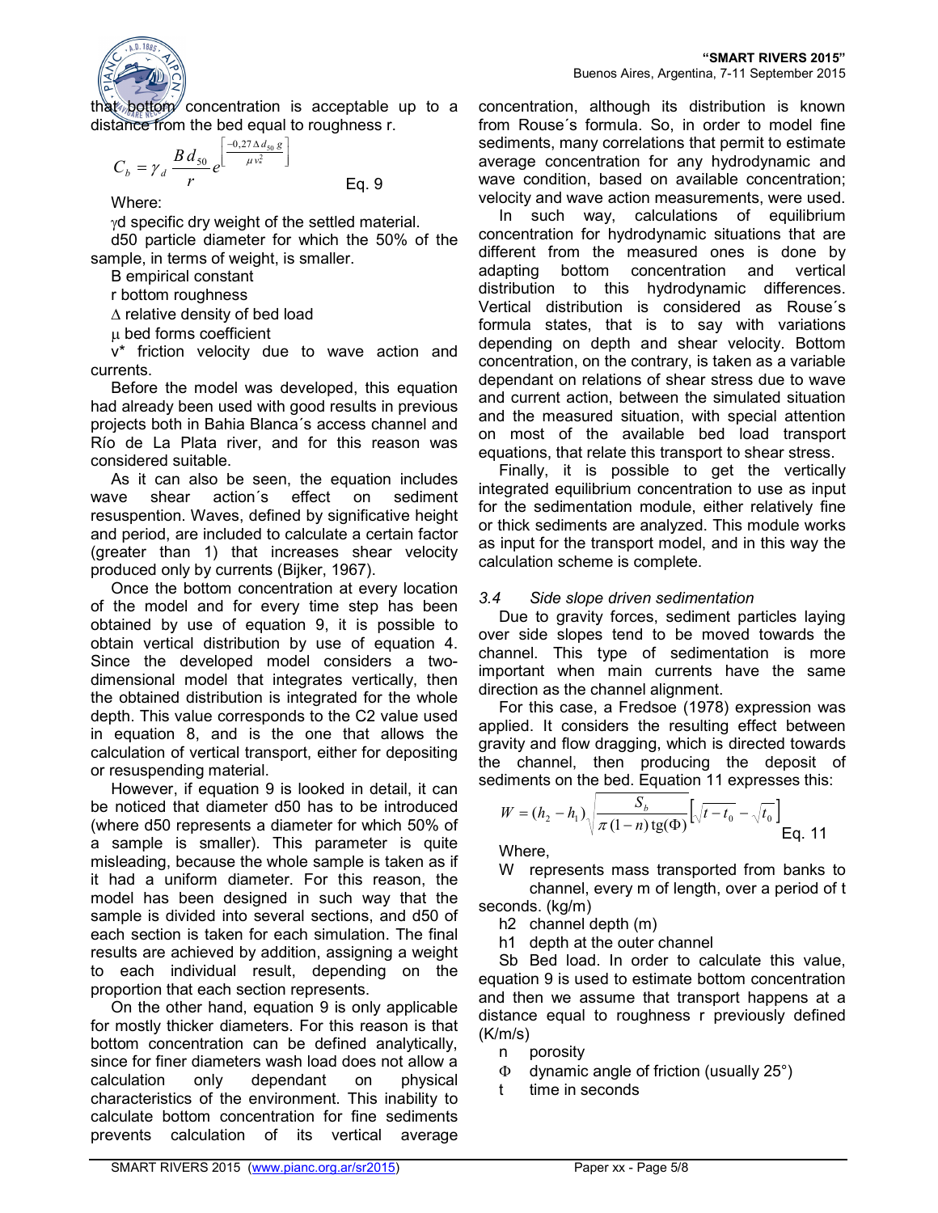that bottom concentration is acceptable up to a distance from the bed equal to roughness r.

$$C_b = \gamma_d \frac{B\, d_{50}}{r} e^{\left[\frac{-0,27\,\Delta\, d_{50}\, g}{\mu\, v_*^2}\right]} \qquad \text{Eq. 9}$$

Where:

$\gamma_d$ specific dry weight of the settled material.

d50 particle diameter for which the 50% of the sample, in terms of weight, is smaller.

B empirical constant

r bottom roughness

$\Delta$ relative density of bed load

$\mu$ bed forms coefficient

v* friction velocity due to wave action and currents.

Before the model was developed, this equation had already been used with good results in previous projects both in Bahia Blanca´s access channel and Río de La Plata river, and for this reason was considered suitable.

As it can also be seen, the equation includes wave shear action´s effect on sediment resuspention. Waves, defined by significative height and period, are included to calculate a certain factor (greater than 1) that increases shear velocity produced only by currents (Bijker, 1967).

Once the bottom concentration at every location of the model and for every time step has been obtained by use of equation 9, it is possible to obtain vertical distribution by use of equation 4. Since the developed model considers a two-dimensional model that integrates vertically, then the obtained distribution is integrated for the whole depth. This value corresponds to the C2 value used in equation 8, and is the one that allows the calculation of vertical transport, either for depositing or resuspending material.

However, if equation 9 is looked in detail, it can be noticed that diameter d50 has to be introduced (where d50 represents a diameter for which 50% of a sample is smaller). This parameter is quite misleading, because the whole sample is taken as if it had a uniform diameter. For this reason, the model has been designed in such way that the sample is divided into several sections, and d50 of each section is taken for each simulation. The final results are achieved by addition, assigning a weight to each individual result, depending on the proportion that each section represents.

On the other hand, equation 9 is only applicable for mostly thicker diameters. For this reason is that bottom concentration can be defined analytically, since for finer diameters wash load does not allow a calculation only dependant on physical characteristics of the environment. This inability to calculate bottom concentration for fine sediments prevents calculation of its vertical average concentration, although its distribution is known from Rouse´s formula. So, in order to model fine sediments, many correlations that permit to estimate average concentration for any hydrodynamic and wave condition, based on available concentration; velocity and wave action measurements, were used.

In such way, calculations of equilibrium concentration for hydrodynamic situations that are different from the measured ones is done by adapting bottom concentration and vertical distribution to this hydrodynamic differences. Vertical distribution is considered as Rouse´s formula states, that is to say with variations depending on depth and shear velocity. Bottom concentration, on the contrary, is taken as a variable dependant on relations of shear stress due to wave and current action, between the simulated situation and the measured situation, with special attention on most of the available bed load transport equations, that relate this transport to shear stress.

Finally, it is possible to get the vertically integrated equilibrium concentration to use as input for the sedimentation module, either relatively fine or thick sediments are analyzed. This module works as input for the transport model, and in this way the calculation scheme is complete.

### *3.4 Side slope driven sedimentation*

Due to gravity forces, sediment particles laying over side slopes tend to be moved towards the channel. This type of sedimentation is more important when main currents have the same direction as the channel alignment.

For this case, a Fredsoe (1978) expression was applied. It considers the resulting effect between gravity and flow dragging, which is directed towards the channel, then producing the deposit of sediments on the bed. Equation 11 expresses this:

$$W = (h_2 - h_1)\sqrt{\frac{S_b}{\pi\,(1-n)\,\mathrm{tg}(\Phi)}}\left[\sqrt{t - t_0} - \sqrt{t_0}\right] \qquad \text{Eq. 11}$$

Where,

- W represents mass transported from banks to channel, every m of length, over a period of t seconds. (kg/m)
- h2 channel depth (m)
- h1 depth at the outer channel
- Sb Bed load. In order to calculate this value, equation 9 is used to estimate bottom concentration and then we assume that transport happens at a distance equal to roughness r previously defined (K/m/s)
- n porosity
- $\Phi$ dynamic angle of friction (usually 25°)
- t time in seconds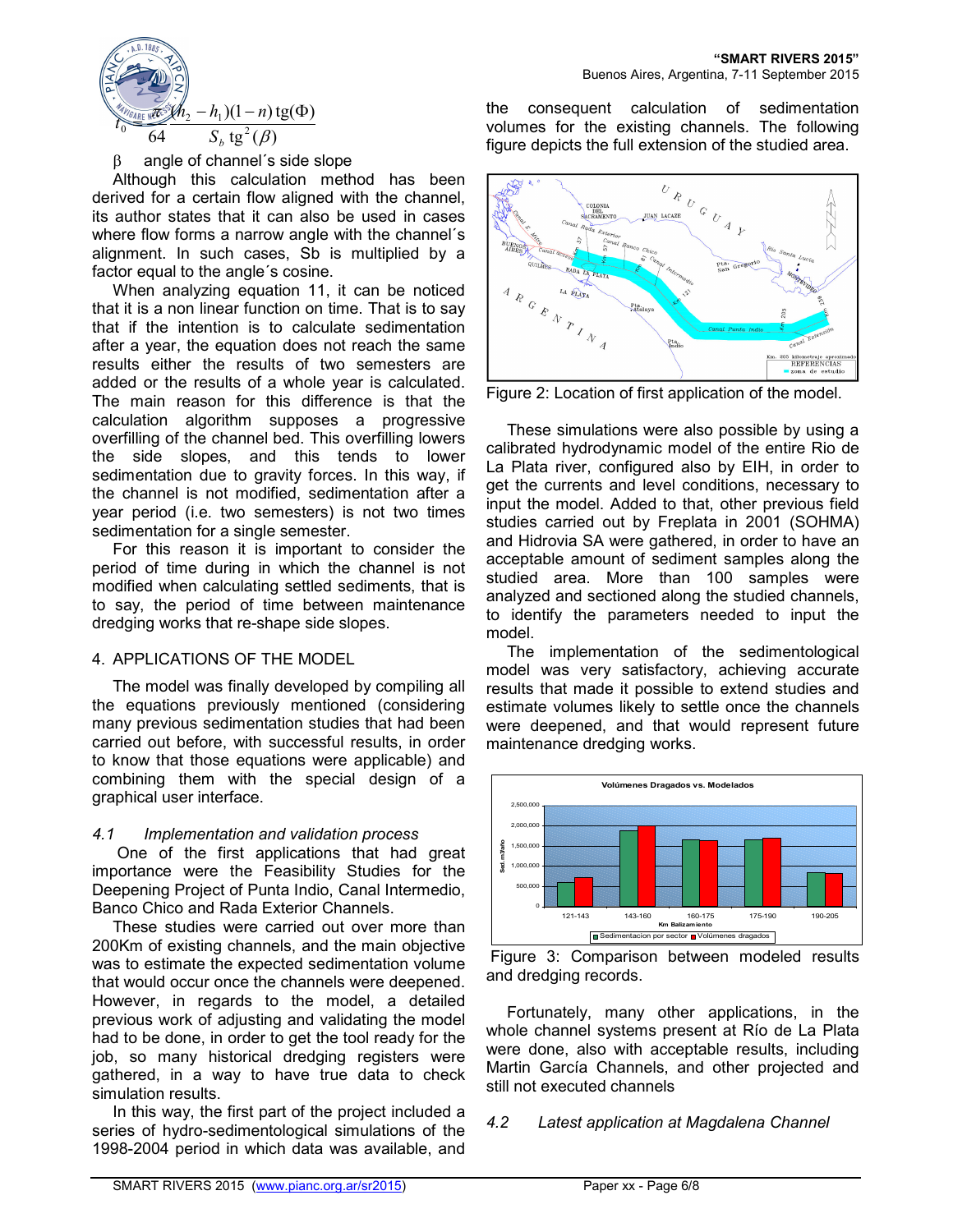$$t_0 \quad \frac{\pi (h_2 - h_1)(1-n)\,\mathrm{tg}(\Phi)}{64 \quad S_b\,\mathrm{tg}^2(\beta)}$$

β angle of channel´s side slope

Although this calculation method has been derived for a certain flow aligned with the channel, its author states that it can also be used in cases where flow forms a narrow angle with the channel´s alignment. In such cases, Sb is multiplied by a factor equal to the angle´s cosine.

When analyzing equation 11, it can be noticed that it is a non linear function on time. That is to say that if the intention is to calculate sedimentation after a year, the equation does not reach the same results either the results of two semesters are added or the results of a whole year is calculated. The main reason for this difference is that the calculation algorithm supposes a progressive overfilling of the channel bed. This overfilling lowers the side slopes, and this tends to lower sedimentation due to gravity forces. In this way, if the channel is not modified, sedimentation after a year period (i.e. two semesters) is not two times sedimentation for a single semester.

For this reason it is important to consider the period of time during in which the channel is not modified when calculating settled sediments, that is to say, the period of time between maintenance dredging works that re-shape side slopes.

## 4. APPLICATIONS OF THE MODEL

The model was finally developed by compiling all the equations previously mentioned (considering many previous sedimentation studies that had been carried out before, with successful results, in order to know that those equations were applicable) and combining them with the special design of a graphical user interface.

### *4.1 Implementation and validation process*

One of the first applications that had great importance were the Feasibility Studies for the Deepening Project of Punta Indio, Canal Intermedio, Banco Chico and Rada Exterior Channels.

These studies were carried out over more than 200Km of existing channels, and the main objective was to estimate the expected sedimentation volume that would occur once the channels were deepened. However, in regards to the model, a detailed previous work of adjusting and validating the model had to be done, in order to get the tool ready for the job, so many historical dredging registers were gathered, in a way to have true data to check simulation results.

In this way, the first part of the project included a series of hydro-sedimentological simulations of the 1998-2004 period in which data was available, and the consequent calculation of sedimentation volumes for the existing channels. The following figure depicts the full extension of the studied area.

Figure 2: Location of first application of the model.

These simulations were also possible by using a calibrated hydrodynamic model of the entire Rio de La Plata river, configured also by EIH, in order to get the currents and level conditions, necessary to input the model. Added to that, other previous field studies carried out by Freplata in 2001 (SOHMA) and Hidrovia SA were gathered, in order to have an acceptable amount of sediment samples along the studied area. More than 100 samples were analyzed and sectioned along the studied channels, to identify the parameters needed to input the model.

The implementation of the sedimentological model was very satisfactory, achieving accurate results that made it possible to extend studies and estimate volumes likely to settle once the channels were deepened, and that would represent future maintenance dredging works.

Figure 3: Comparison between modeled results and dredging records.

Fortunately, many other applications, in the whole channel systems present at Río de La Plata were done, also with acceptable results, including Martin García Channels, and other projected and still not executed channels

### *4.2 Latest application at Magdalena Channel*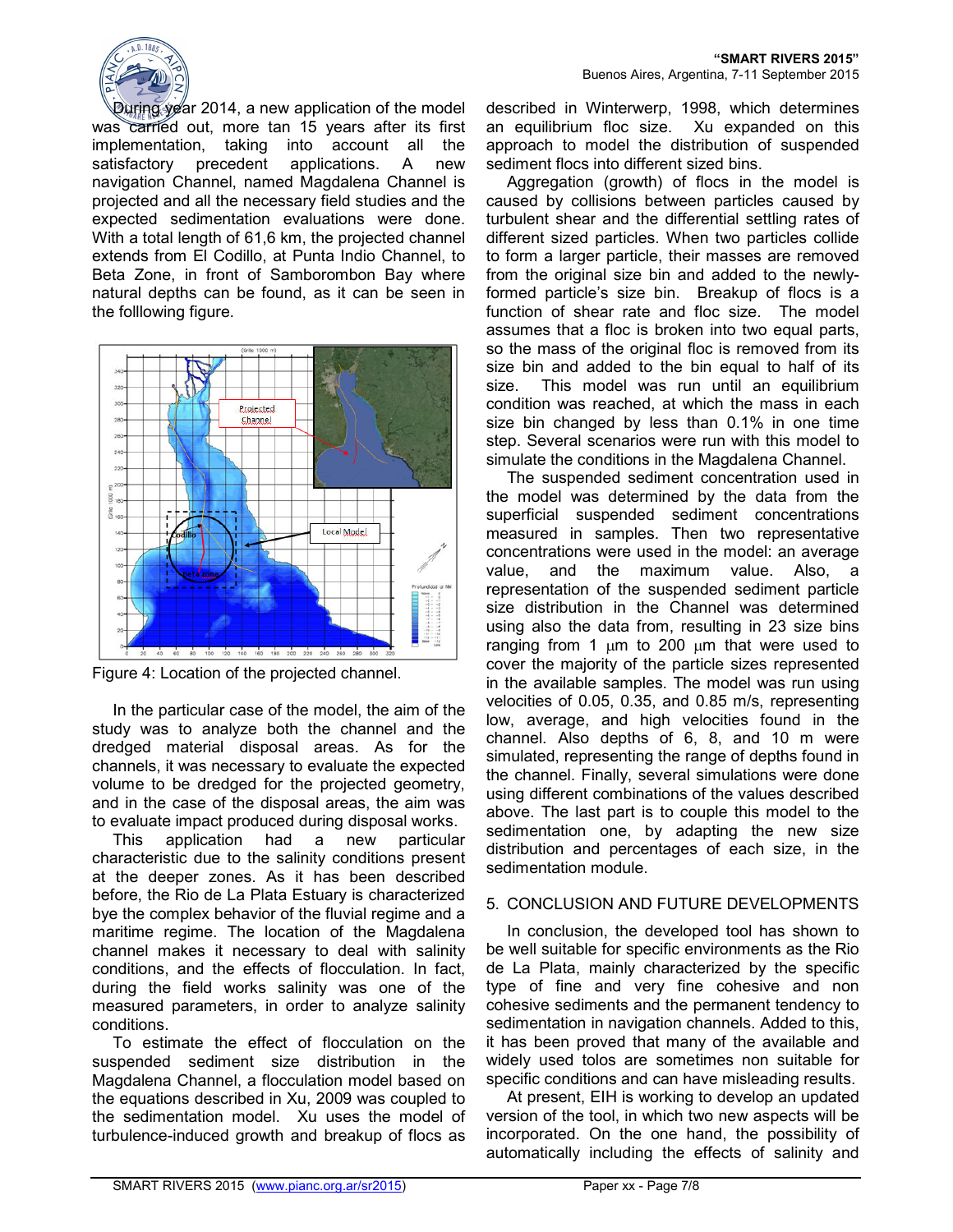During year 2014, a new application of the model was carried out, more tan 15 years after its first implementation, taking into account all the satisfactory precedent applications. A new navigation Channel, named Magdalena Channel is projected and all the necessary field studies and the expected sedimentation evaluations were done. With a total length of 61,6 km, the projected channel extends from El Codillo, at Punta Indio Channel, to Beta Zone, in front of Samborombon Bay where natural depths can be found, as it can be seen in the folllowing figure.

Figure 4: Location of the projected channel.

In the particular case of the model, the aim of the study was to analyze both the channel and the dredged material disposal areas. As for the channels, it was necessary to evaluate the expected volume to be dredged for the projected geometry, and in the case of the disposal areas, the aim was to evaluate impact produced during disposal works.

This application had a new particular characteristic due to the salinity conditions present at the deeper zones. As it has been described before, the Rio de La Plata Estuary is characterized bye the complex behavior of the fluvial regime and a maritime regime. The location of the Magdalena channel makes it necessary to deal with salinity conditions, and the effects of flocculation. In fact, during the field works salinity was one of the measured parameters, in order to analyze salinity conditions.

To estimate the effect of flocculation on the suspended sediment size distribution in the Magdalena Channel, a flocculation model based on the equations described in Xu, 2009 was coupled to the sedimentation model. Xu uses the model of turbulence-induced growth and breakup of flocs as described in Winterwerp, 1998, which determines an equilibrium floc size. Xu expanded on this approach to model the distribution of suspended sediment flocs into different sized bins.

Aggregation (growth) of flocs in the model is caused by collisions between particles caused by turbulent shear and the differential settling rates of different sized particles. When two particles collide to form a larger particle, their masses are removed from the original size bin and added to the newly-formed particle's size bin. Breakup of flocs is a function of shear rate and floc size. The model assumes that a floc is broken into two equal parts, so the mass of the original floc is removed from its size bin and added to the bin equal to half of its size. This model was run until an equilibrium condition was reached, at which the mass in each size bin changed by less than 0.1% in one time step. Several scenarios were run with this model to simulate the conditions in the Magdalena Channel.

The suspended sediment concentration used in the model was determined by the data from the superficial suspended sediment concentrations measured in samples. Then two representative concentrations were used in the model: an average value, and the maximum value. Also, a representation of the suspended sediment particle size distribution in the Channel was determined using also the data from, resulting in 23 size bins ranging from 1 $\mu$m to 200 $\mu$m that were used to cover the majority of the particle sizes represented in the available samples. The model was run using velocities of 0.05, 0.35, and 0.85 m/s, representing low, average, and high velocities found in the channel. Also depths of 6, 8, and 10 m were simulated, representing the range of depths found in the channel. Finally, several simulations were done using different combinations of the values described above. The last part is to couple this model to the sedimentation one, by adapting the new size distribution and percentages of each size, in the sedimentation module.

## 5. CONCLUSION AND FUTURE DEVELOPMENTS

In conclusion, the developed tool has shown to be well suitable for specific environments as the Rio de La Plata, mainly characterized by the specific type of fine and very fine cohesive and non cohesive sediments and the permanent tendency to sedimentation in navigation channels. Added to this, it has been proved that many of the available and widely used tolos are sometimes non suitable for specific conditions and can have misleading results.

At present, EIH is working to develop an updated version of the tool, in which two new aspects will be incorporated. On the one hand, the possibility of automatically including the effects of salinity and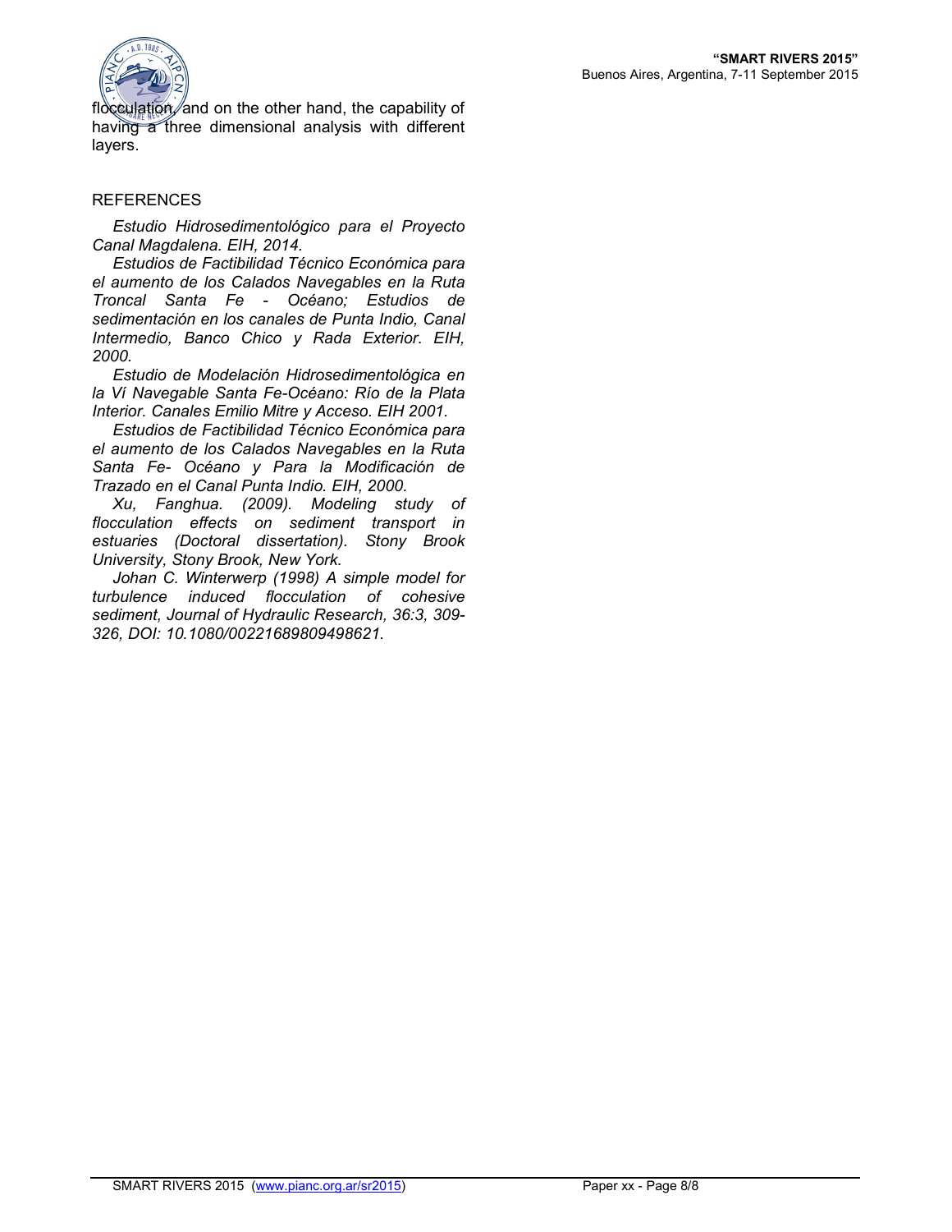flocculation, and on the other hand, the capability of having a three dimensional analysis with different layers.

## REFERENCES

*Estudio Hidrosedimentológico para el Proyecto Canal Magdalena. EIH, 2014.*

*Estudios de Factibilidad Técnico Económica para el aumento de los Calados Navegables en la Ruta Troncal Santa Fe - Océano; Estudios de sedimentación en los canales de Punta Indio, Canal Intermedio, Banco Chico y Rada Exterior. EIH, 2000.*

*Estudio de Modelación Hidrosedimentológica en la Ví Navegable Santa Fe-Océano: Río de la Plata Interior. Canales Emilio Mitre y Acceso. EIH 2001.*

*Estudios de Factibilidad Técnico Económica para el aumento de los Calados Navegables en la Ruta Santa Fe- Océano y Para la Modificación de Trazado en el Canal Punta Indio. EIH, 2000.*

*Xu, Fanghua. (2009). Modeling study of flocculation effects on sediment transport in estuaries (Doctoral dissertation). Stony Brook University, Stony Brook, New York.*

*Johan C. Winterwerp (1998) A simple model for turbulence induced flocculation of cohesive sediment, Journal of Hydraulic Research, 36:3, 309-326, DOI: 10.1080/00221689809498621.*